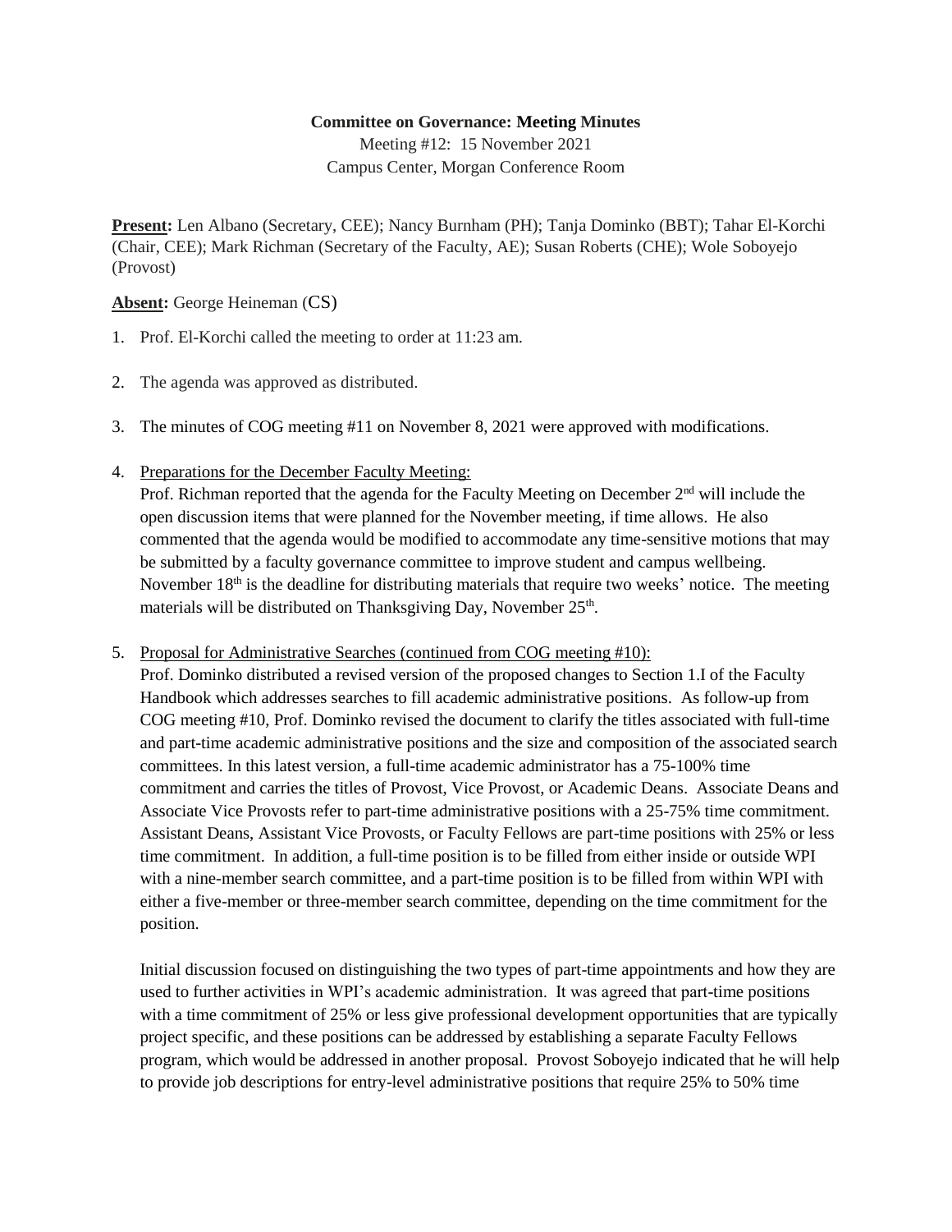**Committee on Governance: Meeting Minutes**

Meeting #12: 15 November 2021

Campus Center, Morgan Conference Room

**Present:** Len Albano (Secretary, CEE); Nancy Burnham (PH); Tanja Dominko (BBT); Tahar El-Korchi (Chair, CEE); Mark Richman (Secretary of the Faculty, AE); Susan Roberts (CHE); Wole Soboyejo (Provost)

**Absent:** George Heineman (CS)

1. Prof. El-Korchi called the meeting to order at 11:23 am.

2. The agenda was approved as distributed.

3. The minutes of COG meeting #11 on November 8, 2021 were approved with modifications.

4. Preparations for the December Faculty Meeting:
   Prof. Richman reported that the agenda for the Faculty Meeting on December 2nd will include the open discussion items that were planned for the November meeting, if time allows. He also commented that the agenda would be modified to accommodate any time-sensitive motions that may be submitted by a faculty governance committee to improve student and campus wellbeing. November 18th is the deadline for distributing materials that require two weeks' notice. The meeting materials will be distributed on Thanksgiving Day, November 25th.

5. Proposal for Administrative Searches (continued from COG meeting #10):
   Prof. Dominko distributed a revised version of the proposed changes to Section 1.I of the Faculty Handbook which addresses searches to fill academic administrative positions. As follow-up from COG meeting #10, Prof. Dominko revised the document to clarify the titles associated with full-time and part-time academic administrative positions and the size and composition of the associated search committees. In this latest version, a full-time academic administrator has a 75-100% time commitment and carries the titles of Provost, Vice Provost, or Academic Deans. Associate Deans and Associate Vice Provosts refer to part-time administrative positions with a 25-75% time commitment. Assistant Deans, Assistant Vice Provosts, or Faculty Fellows are part-time positions with 25% or less time commitment. In addition, a full-time position is to be filled from either inside or outside WPI with a nine-member search committee, and a part-time position is to be filled from within WPI with either a five-member or three-member search committee, depending on the time commitment for the position.

   Initial discussion focused on distinguishing the two types of part-time appointments and how they are used to further activities in WPI's academic administration. It was agreed that part-time positions with a time commitment of 25% or less give professional development opportunities that are typically project specific, and these positions can be addressed by establishing a separate Faculty Fellows program, which would be addressed in another proposal. Provost Soboyejo indicated that he will help to provide job descriptions for entry-level administrative positions that require 25% to 50% time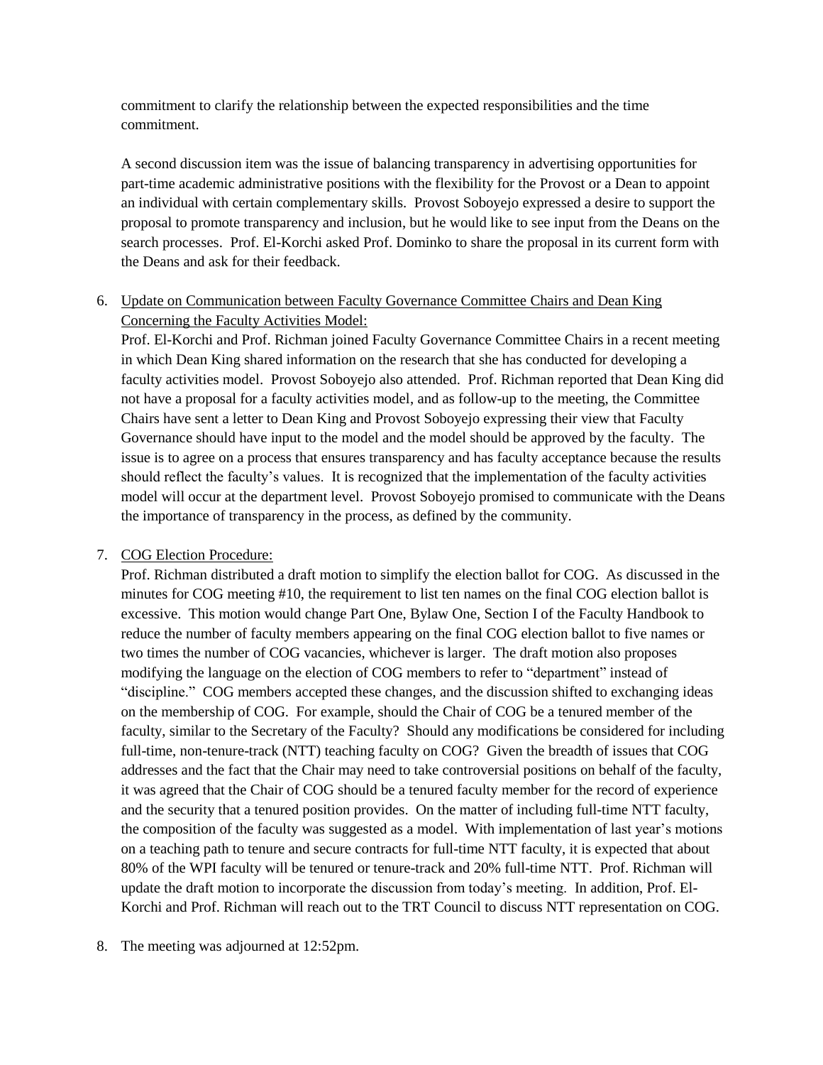commitment to clarify the relationship between the expected responsibilities and the time commitment.

A second discussion item was the issue of balancing transparency in advertising opportunities for part-time academic administrative positions with the flexibility for the Provost or a Dean to appoint an individual with certain complementary skills. Provost Soboyejo expressed a desire to support the proposal to promote transparency and inclusion, but he would like to see input from the Deans on the search processes. Prof. El-Korchi asked Prof. Dominko to share the proposal in its current form with the Deans and ask for their feedback.

6. Update on Communication between Faculty Governance Committee Chairs and Dean King Concerning the Faculty Activities Model:
   Prof. El-Korchi and Prof. Richman joined Faculty Governance Committee Chairs in a recent meeting in which Dean King shared information on the research that she has conducted for developing a faculty activities model. Provost Soboyejo also attended. Prof. Richman reported that Dean King did not have a proposal for a faculty activities model, and as follow-up to the meeting, the Committee Chairs have sent a letter to Dean King and Provost Soboyejo expressing their view that Faculty Governance should have input to the model and the model should be approved by the faculty. The issue is to agree on a process that ensures transparency and has faculty acceptance because the results should reflect the faculty's values. It is recognized that the implementation of the faculty activities model will occur at the department level. Provost Soboyejo promised to communicate with the Deans the importance of transparency in the process, as defined by the community.

7. COG Election Procedure:
   Prof. Richman distributed a draft motion to simplify the election ballot for COG. As discussed in the minutes for COG meeting #10, the requirement to list ten names on the final COG election ballot is excessive. This motion would change Part One, Bylaw One, Section I of the Faculty Handbook to reduce the number of faculty members appearing on the final COG election ballot to five names or two times the number of COG vacancies, whichever is larger. The draft motion also proposes modifying the language on the election of COG members to refer to "department" instead of "discipline." COG members accepted these changes, and the discussion shifted to exchanging ideas on the membership of COG. For example, should the Chair of COG be a tenured member of the faculty, similar to the Secretary of the Faculty? Should any modifications be considered for including full-time, non-tenure-track (NTT) teaching faculty on COG? Given the breadth of issues that COG addresses and the fact that the Chair may need to take controversial positions on behalf of the faculty, it was agreed that the Chair of COG should be a tenured faculty member for the record of experience and the security that a tenured position provides. On the matter of including full-time NTT faculty, the composition of the faculty was suggested as a model. With implementation of last year's motions on a teaching path to tenure and secure contracts for full-time NTT faculty, it is expected that about 80% of the WPI faculty will be tenured or tenure-track and 20% full-time NTT. Prof. Richman will update the draft motion to incorporate the discussion from today's meeting. In addition, Prof. El-Korchi and Prof. Richman will reach out to the TRT Council to discuss NTT representation on COG.

8. The meeting was adjourned at 12:52pm.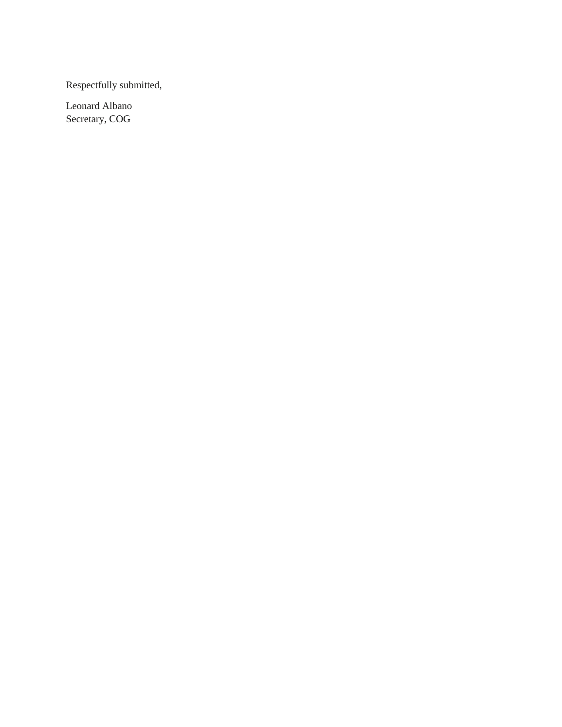Respectfully submitted,

Leonard Albano
Secretary, COG